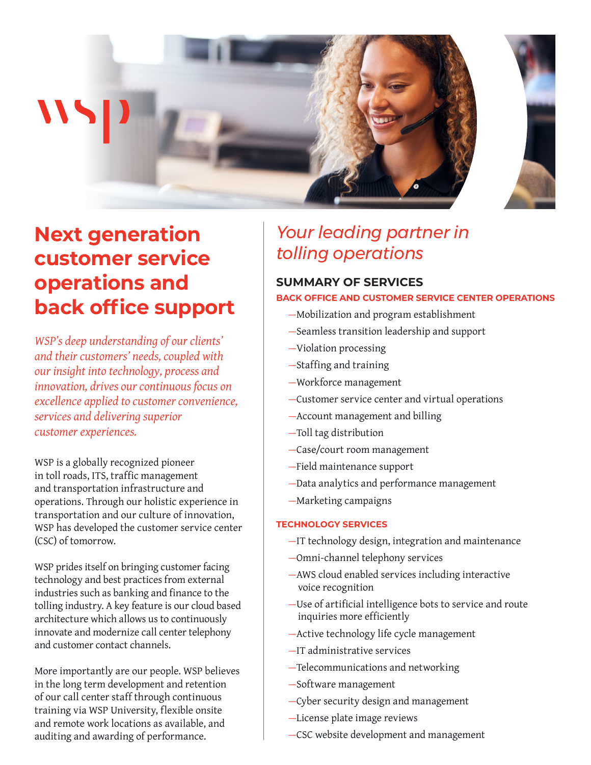# Next generation customer service operations and back office support

*WSP's deep understanding of our clients' and their customers' needs, coupled with our insight into technology, process and innovation, drives our continuous focus on excellence applied to customer convenience, services and delivering superior customer experiences.*

WSP is a globally recognized pioneer in toll roads, ITS, traffic management and transportation infrastructure and operations. Through our holistic experience in transportation and our culture of innovation, WSP has developed the customer service center (CSC) of tomorrow.

WSP prides itself on bringing customer facing technology and best practices from external industries such as banking and finance to the tolling industry. A key feature is our cloud based architecture which allows us to continuously innovate and modernize call center telephony and customer contact channels.

More importantly are our people. WSP believes in the long term development and retention of our call center staff through continuous training via WSP University, flexible onsite and remote work locations as available, and auditing and awarding of performance.

## *Your leading partner in tolling operations*

### SUMMARY OF SERVICES

#### BACK OFFICE AND CUSTOMER SERVICE CENTER OPERATIONS

- Mobilization and program establishment
- Seamless transition leadership and support
- Violation processing
- Staffing and training
- Workforce management
- Customer service center and virtual operations
- Account management and billing
- Toll tag distribution
- Case/court room management
- Field maintenance support
- Data analytics and performance management
- Marketing campaigns

#### TECHNOLOGY SERVICES

- IT technology design, integration and maintenance
- Omni-channel telephony services
- AWS cloud enabled services including interactive voice recognition
- Use of artificial intelligence bots to service and route inquiries more efficiently
- Active technology life cycle management
- IT administrative services
- Telecommunications and networking
- Software management
- Cyber security design and management
- License plate image reviews
- CSC website development and management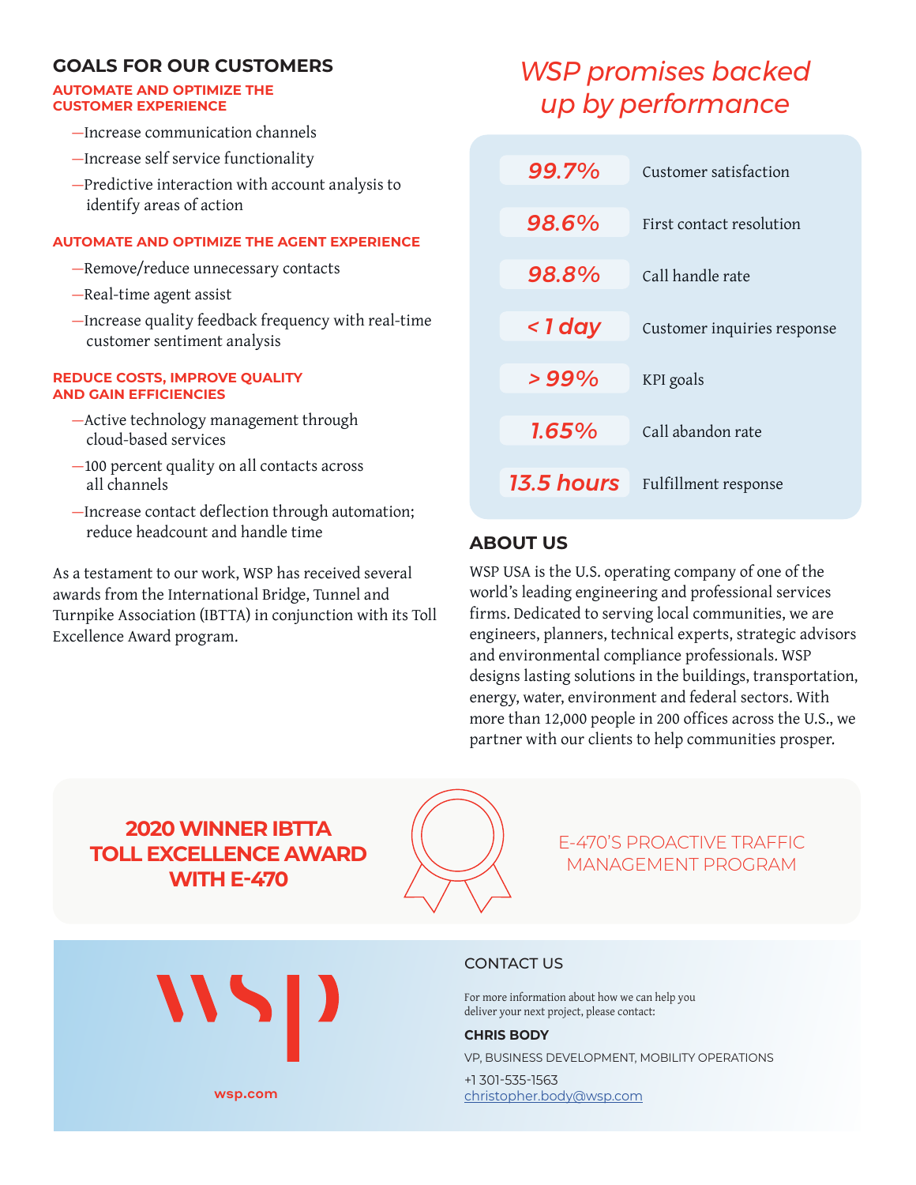## GOALS FOR OUR CUSTOMERS

### AUTOMATE AND OPTIMIZE THE CUSTOMER EXPERIENCE

- Increase communication channels
- Increase self service functionality
- Predictive interaction with account analysis to identify areas of action

### AUTOMATE AND OPTIMIZE THE AGENT EXPERIENCE

- Remove/reduce unnecessary contacts
- Real-time agent assist
- Increase quality feedback frequency with real-time customer sentiment analysis

### REDUCE COSTS, IMPROVE QUALITY AND GAIN EFFICIENCIES

- Active technology management through cloud-based services
- 100 percent quality on all contacts across all channels
- Increase contact deflection through automation; reduce headcount and handle time

As a testament to our work, WSP has received several awards from the International Bridge, Tunnel and Turnpike Association (IBTTA) in conjunction with its Toll Excellence Award program.

## *WSP promises backed up by performance*

| | |
|---|---|
| *99.7%* | Customer satisfaction |
| *98.6%* | First contact resolution |
| *98.8%* | Call handle rate |
| *< 1 day* | Customer inquiries response |
| *> 99%* | KPI goals |
| *1.65%* | Call abandon rate |
| *13.5 hours* | Fulfillment response |

## ABOUT US

WSP USA is the U.S. operating company of one of the world's leading engineering and professional services firms. Dedicated to serving local communities, we are engineers, planners, technical experts, strategic advisors and environmental compliance professionals. WSP designs lasting solutions in the buildings, transportation, energy, water, environment and federal sectors. With more than 12,000 people in 200 offices across the U.S., we partner with our clients to help communities prosper.

**2020 WINNER IBTTA TOLL EXCELLENCE AWARD WITH E-470**

E-470'S PROACTIVE TRAFFIC MANAGEMENT PROGRAM

wsp

wsp.com

## CONTACT US

For more information about how we can help you deliver your next project, please contact:

**CHRIS BODY**

VP, BUSINESS DEVELOPMENT, MOBILITY OPERATIONS

+1 301-535-1563

christopher.body@wsp.com